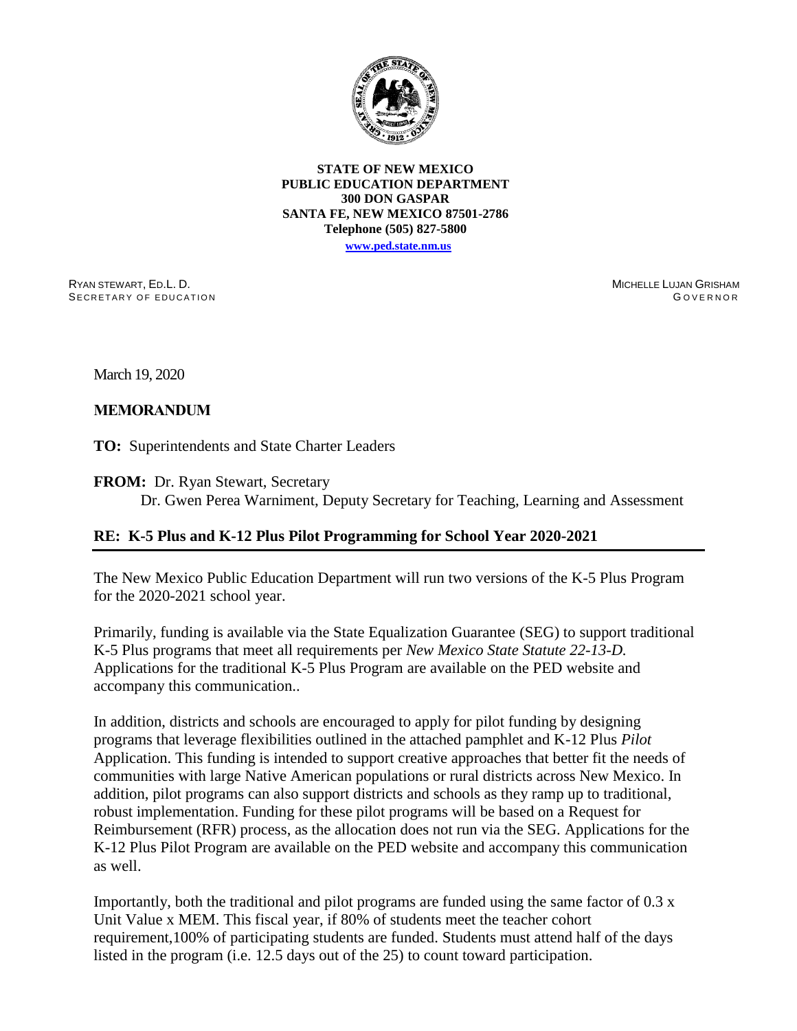**STATE OF NEW MEXICO**
**PUBLIC EDUCATION DEPARTMENT**
**300 DON GASPAR**
**SANTA FE, NEW MEXICO 87501-2786**
**Telephone (505) 827-5800**
**www.ped.state.nm.us**

RYAN STEWART, ED.L. D.
SECRETARY OF EDUCATION

MICHELLE LUJAN GRISHAM
GOVERNOR

March 19, 2020

**MEMORANDUM**

**TO:** Superintendents and State Charter Leaders

**FROM:** Dr. Ryan Stewart, Secretary
Dr. Gwen Perea Warniment, Deputy Secretary for Teaching, Learning and Assessment

**RE: K-5 Plus and K-12 Plus Pilot Programming for School Year 2020-2021**

---

The New Mexico Public Education Department will run two versions of the K-5 Plus Program for the 2020-2021 school year.

Primarily, funding is available via the State Equalization Guarantee (SEG) to support traditional K-5 Plus programs that meet all requirements per *New Mexico State Statute 22-13-D.* Applications for the traditional K-5 Plus Program are available on the PED website and accompany this communication..

In addition, districts and schools are encouraged to apply for pilot funding by designing programs that leverage flexibilities outlined in the attached pamphlet and K-12 Plus *Pilot* Application. This funding is intended to support creative approaches that better fit the needs of communities with large Native American populations or rural districts across New Mexico. In addition, pilot programs can also support districts and schools as they ramp up to traditional, robust implementation. Funding for these pilot programs will be based on a Request for Reimbursement (RFR) process, as the allocation does not run via the SEG. Applications for the K-12 Plus Pilot Program are available on the PED website and accompany this communication as well.

Importantly, both the traditional and pilot programs are funded using the same factor of 0.3 x Unit Value x MEM. This fiscal year, if 80% of students meet the teacher cohort requirement,100% of participating students are funded. Students must attend half of the days listed in the program (i.e. 12.5 days out of the 25) to count toward participation.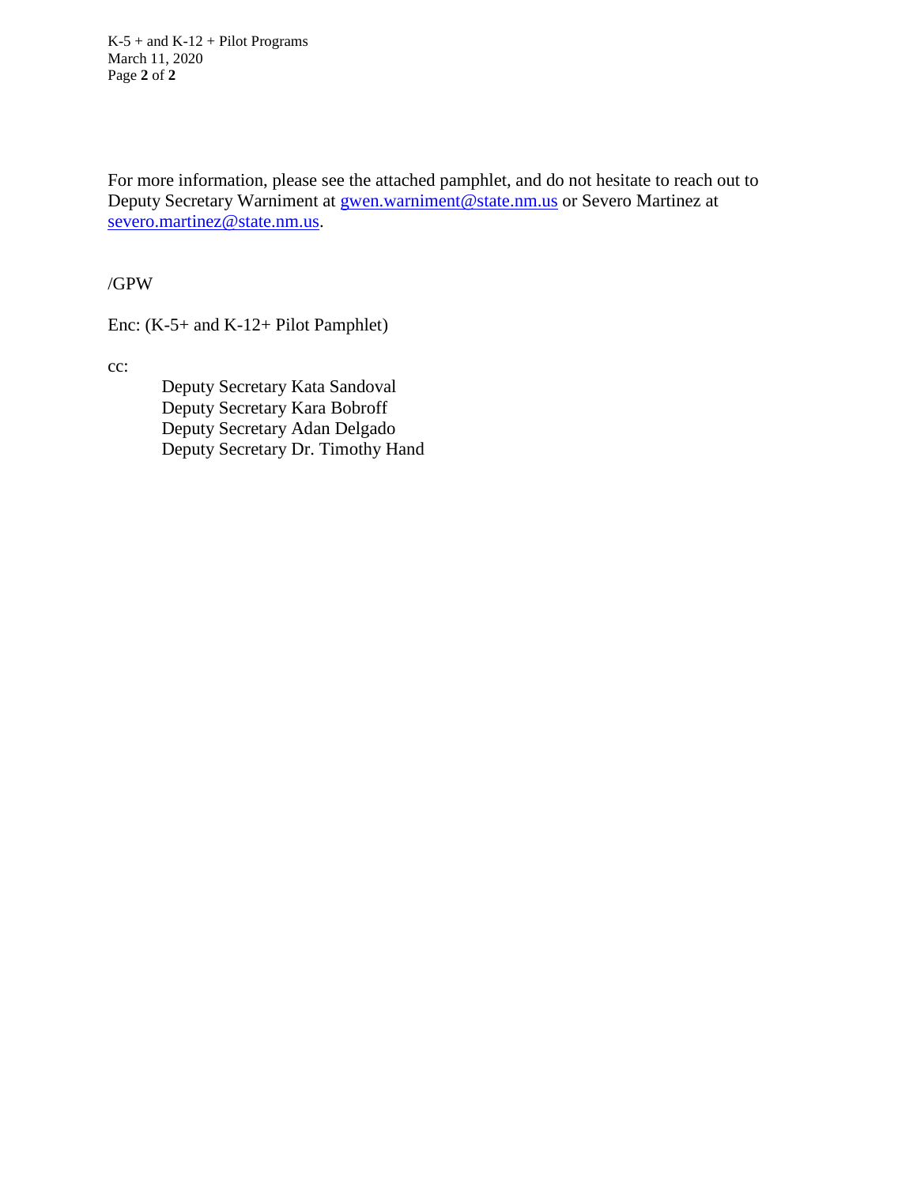For more information, please see the attached pamphlet, and do not hesitate to reach out to Deputy Secretary Warniment at gwen.warniment@state.nm.us or Severo Martinez at severo.martinez@state.nm.us.

/GPW

Enc: (K-5+ and K-12+ Pilot Pamphlet)

cc:

Deputy Secretary Kata Sandoval  
Deputy Secretary Kara Bobroff  
Deputy Secretary Adan Delgado  
Deputy Secretary Dr. Timothy Hand